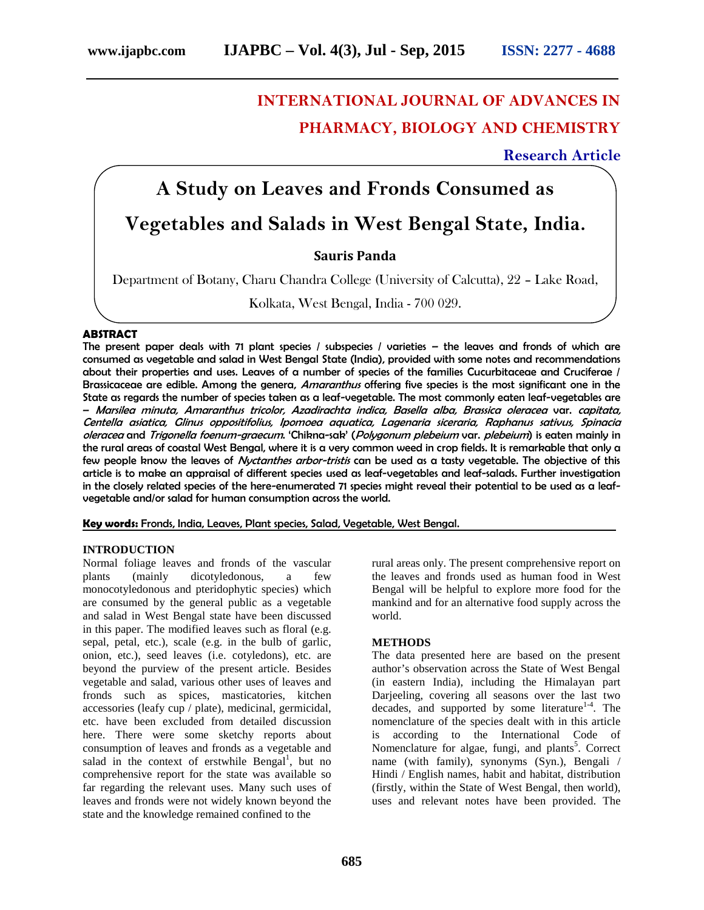# INTERNATIONAL JOURNAL OF ADVANCES IN PHARMACY, BIOLOGY AND CHEMISTRY

**Research Article**

# A Study on Leaves and Fronds Consumed as Vegetables and Salads in West Bengal State, India.

**Sauris Panda**

Department of Botany, Charu Chandra College (University of Calcutta), 22 – Lake Road, Kolkata, West Bengal, India - 700 029.

### ABSTRACT

**The present paper deals with 71 plant species / subspecies / varieties – the leaves and fronds of which are consumed as vegetable and salad in West Bengal State (India), provided with some notes and recommendations about their properties and uses. Leaves of a number of species of the families Cucurbitaceae and Cruciferae / Brassicaceae are edible. Among the genera, *Amaranthus* offering five species is the most significant one in the State as regards the number of species taken as a leaf-vegetable. The most commonly eaten leaf-vegetables are – *Marsilea minuta, Amaranthus tricolor, Azadirachta indica, Basella alba, Brassica oleracea* var. *capitata, Centella asiatica, Glinus oppositifolius, Ipomoea aquatica, Lagenaria siceraria, Raphanus sativus, Spinacia oleracea* and *Trigonella foenum-graecum*. 'Chikna-sak' (*Polygonum plebeium* var. *plebeium*) is eaten mainly in the rural areas of coastal West Bengal, where it is a very common weed in crop fields. It is remarkable that only a few people know the leaves of *Nyctanthes arbor-tristis* can be used as a tasty vegetable. The objective of this article is to make an appraisal of different species used as leaf-vegetables and leaf-salads. Further investigation in the closely related species of the here-enumerated 71 species might reveal their potential to be used as a leaf-vegetable and/or salad for human consumption across the world.**

**Key words:** Fronds, India, Leaves, Plant species, Salad, Vegetable, West Bengal.

### INTRODUCTION

Normal foliage leaves and fronds of the vascular plants (mainly dicotyledonous, a few monocotyledonous and pteridophytic species) which are consumed by the general public as a vegetable and salad in West Bengal state have been discussed in this paper. The modified leaves such as floral (e.g. sepal, petal, etc.), scale (e.g. in the bulb of garlic, onion, etc.), seed leaves (i.e. cotyledons), etc. are beyond the purview of the present article. Besides vegetable and salad, various other uses of leaves and fronds such as spices, masticatories, kitchen accessories (leafy cup / plate), medicinal, germicidal, etc. have been excluded from detailed discussion here. There were some sketchy reports about consumption of leaves and fronds as a vegetable and salad in the context of erstwhile Bengal[1], but no comprehensive report for the state was available so far regarding the relevant uses. Many such uses of leaves and fronds were not widely known beyond the state and the knowledge remained confined to the rural areas only. The present comprehensive report on the leaves and fronds used as human food in West Bengal will be helpful to explore more food for the mankind and for an alternative food supply across the world.

### METHODS

The data presented here are based on the present author's observation across the State of West Bengal (in eastern India), including the Himalayan part Darjeeling, covering all seasons over the last two decades, and supported by some literature[1-4]. The nomenclature of the species dealt with in this article is according to the International Code of Nomenclature for algae, fungi, and plants[5]. Correct name (with family), synonyms (Syn.), Bengali / Hindi / English names, habit and habitat, distribution (firstly, within the State of West Bengal, then world), uses and relevant notes have been provided. The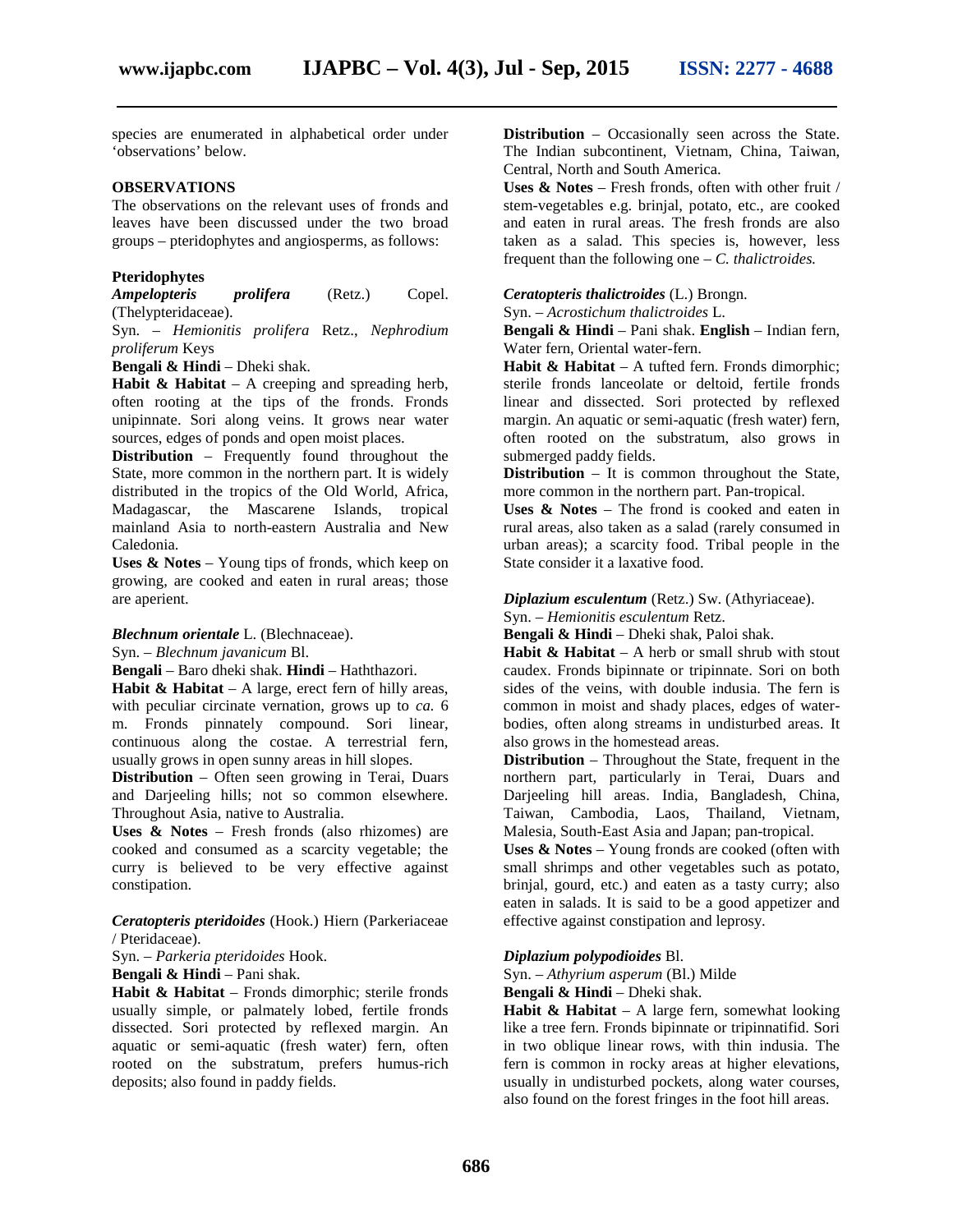species are enumerated in alphabetical order under 'observations' below.

## OBSERVATIONS

The observations on the relevant uses of fronds and leaves have been discussed under the two broad groups – pteridophytes and angiosperms, as follows:

### Pteridophytes

***Ampelopteris prolifera*** (Retz.) Copel. (Thelypteridaceae).

Syn. – *Hemionitis prolifera* Retz., *Nephrodium proliferum* Keys

**Bengali & Hindi** – Dheki shak.

**Habit & Habitat** – A creeping and spreading herb, often rooting at the tips of the fronds. Fronds unipinnate. Sori along veins. It grows near water sources, edges of ponds and open moist places.

**Distribution** – Frequently found throughout the State, more common in the northern part. It is widely distributed in the tropics of the Old World, Africa, Madagascar, the Mascarene Islands, tropical mainland Asia to north-eastern Australia and New Caledonia.

**Uses & Notes** – Young tips of fronds, which keep on growing, are cooked and eaten in rural areas; those are aperient.

***Blechnum orientale*** L. (Blechnaceae).

Syn. – *Blechnum javanicum* Bl.

**Bengali** – Baro dheki shak. **Hindi** – Haththazori.

**Habit & Habitat** – A large, erect fern of hilly areas, with peculiar circinate vernation, grows up to *ca.* 6 m. Fronds pinnately compound. Sori linear, continuous along the costae. A terrestrial fern, usually grows in open sunny areas in hill slopes.

**Distribution** – Often seen growing in Terai, Duars and Darjeeling hills; not so common elsewhere. Throughout Asia, native to Australia.

**Uses & Notes** – Fresh fronds (also rhizomes) are cooked and consumed as a scarcity vegetable; the curry is believed to be very effective against constipation.

***Ceratopteris pteridoides*** (Hook.) Hiern (Parkeriaceae / Pteridaceae).

Syn. – *Parkeria pteridoides* Hook.

**Bengali & Hindi** – Pani shak.

**Habit & Habitat** – Fronds dimorphic; sterile fronds usually simple, or palmately lobed, fertile fronds dissected. Sori protected by reflexed margin. An aquatic or semi-aquatic (fresh water) fern, often rooted on the substratum, prefers humus-rich deposits; also found in paddy fields.

**Distribution** – Occasionally seen across the State. The Indian subcontinent, Vietnam, China, Taiwan, Central, North and South America.

**Uses & Notes** – Fresh fronds, often with other fruit / stem-vegetables e.g. brinjal, potato, etc., are cooked and eaten in rural areas. The fresh fronds are also taken as a salad. This species is, however, less frequent than the following one – *C. thalictroides.*

***Ceratopteris thalictroides*** (L.) Brongn.

Syn. – *Acrostichum thalictroides* L.

**Bengali & Hindi** – Pani shak. **English** – Indian fern, Water fern, Oriental water-fern.

**Habit & Habitat** – A tufted fern. Fronds dimorphic; sterile fronds lanceolate or deltoid, fertile fronds linear and dissected. Sori protected by reflexed margin. An aquatic or semi-aquatic (fresh water) fern, often rooted on the substratum, also grows in submerged paddy fields.

**Distribution** – It is common throughout the State, more common in the northern part. Pan-tropical.

**Uses & Notes** – The frond is cooked and eaten in rural areas, also taken as a salad (rarely consumed in urban areas); a scarcity food. Tribal people in the State consider it a laxative food.

***Diplazium esculentum*** (Retz.) Sw. (Athyriaceae).

Syn. – *Hemionitis esculentum* Retz.

**Bengali & Hindi** – Dheki shak, Paloi shak.

**Habit & Habitat** – A herb or small shrub with stout caudex. Fronds bipinnate or tripinnate. Sori on both sides of the veins, with double indusia. The fern is common in moist and shady places, edges of water-bodies, often along streams in undisturbed areas. It also grows in the homestead areas.

**Distribution** – Throughout the State, frequent in the northern part, particularly in Terai, Duars and Darjeeling hill areas. India, Bangladesh, China, Taiwan, Cambodia, Laos, Thailand, Vietnam, Malesia, South-East Asia and Japan; pan-tropical.

**Uses & Notes** – Young fronds are cooked (often with small shrimps and other vegetables such as potato, brinjal, gourd, etc.) and eaten as a tasty curry; also eaten in salads. It is said to be a good appetizer and effective against constipation and leprosy.

***Diplazium polypodioides*** Bl.

Syn. – *Athyrium asperum* (Bl.) Milde

**Bengali & Hindi** – Dheki shak.

**Habit & Habitat** – A large fern, somewhat looking like a tree fern. Fronds bipinnate or tripinnatifid. Sori in two oblique linear rows, with thin indusia. The fern is common in rocky areas at higher elevations, usually in undisturbed pockets, along water courses, also found on the forest fringes in the foot hill areas.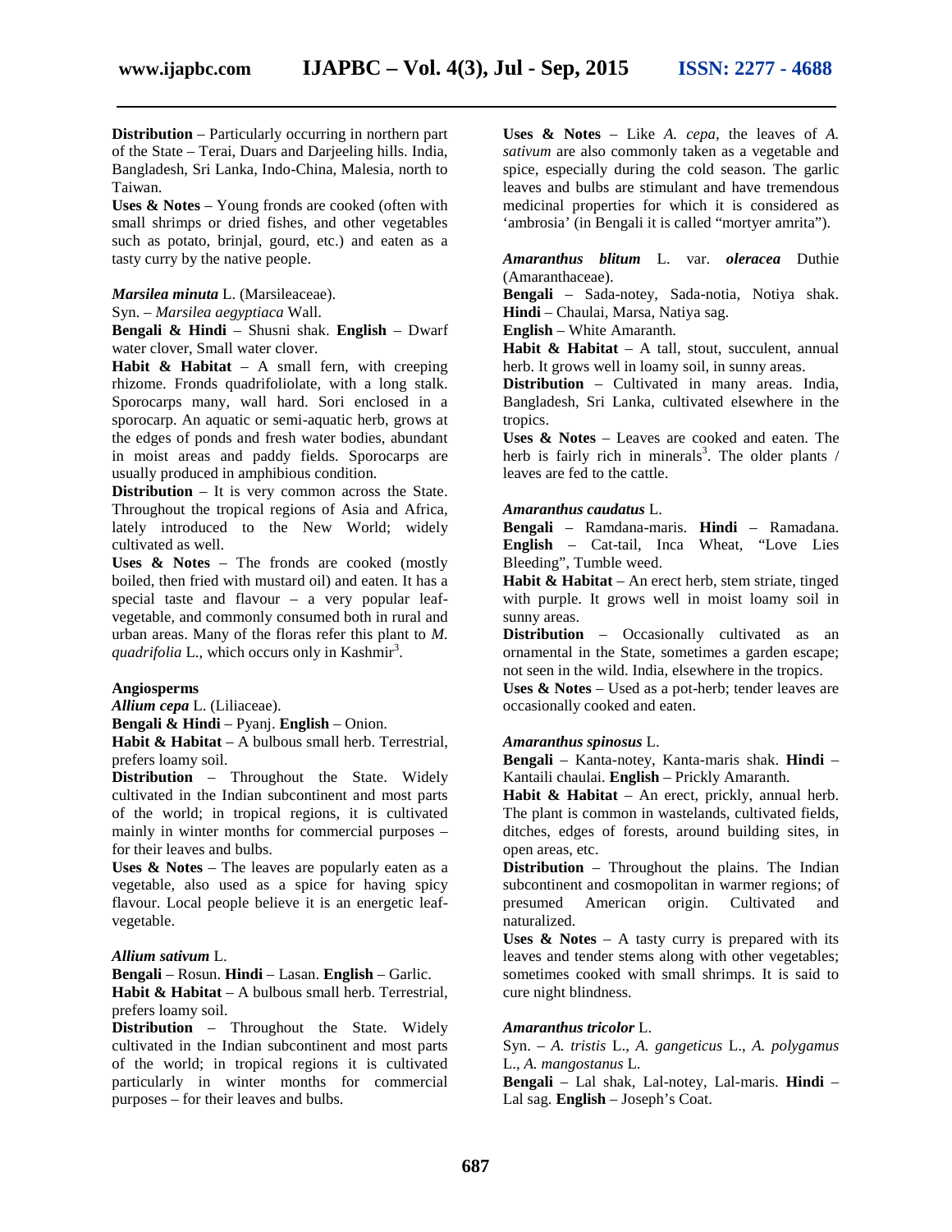**Distribution** – Particularly occurring in northern part of the State – Terai, Duars and Darjeeling hills. India, Bangladesh, Sri Lanka, Indo-China, Malesia, north to Taiwan.

**Uses & Notes** – Young fronds are cooked (often with small shrimps or dried fishes, and other vegetables such as potato, brinjal, gourd, etc.) and eaten as a tasty curry by the native people.

***Marsilea minuta*** L. (Marsileaceae).

Syn. – *Marsilea aegyptiaca* Wall.

**Bengali & Hindi** – Shusni shak. **English** – Dwarf water clover, Small water clover.

**Habit & Habitat** – A small fern, with creeping rhizome. Fronds quadrifoliolate, with a long stalk. Sporocarps many, wall hard. Sori enclosed in a sporocarp. An aquatic or semi-aquatic herb, grows at the edges of ponds and fresh water bodies, abundant in moist areas and paddy fields. Sporocarps are usually produced in amphibious condition.

**Distribution** – It is very common across the State. Throughout the tropical regions of Asia and Africa, lately introduced to the New World; widely cultivated as well.

**Uses & Notes** – The fronds are cooked (mostly boiled, then fried with mustard oil) and eaten. It has a special taste and flavour – a very popular leaf-vegetable, and commonly consumed both in rural and urban areas. Many of the floras refer this plant to *M. quadrifolia* L., which occurs only in Kashmir[3].

**Angiosperms**

***Allium cepa*** L. (Liliaceae).

**Bengali & Hindi** – Pyanj. **English** – Onion.

**Habit & Habitat** – A bulbous small herb. Terrestrial, prefers loamy soil.

**Distribution** – Throughout the State. Widely cultivated in the Indian subcontinent and most parts of the world; in tropical regions, it is cultivated mainly in winter months for commercial purposes – for their leaves and bulbs.

**Uses & Notes** – The leaves are popularly eaten as a vegetable, also used as a spice for having spicy flavour. Local people believe it is an energetic leaf-vegetable.

***Allium sativum*** L.

**Bengali** – Rosun. **Hindi** – Lasan. **English** – Garlic.

**Habit & Habitat** – A bulbous small herb. Terrestrial, prefers loamy soil.

**Distribution** – Throughout the State. Widely cultivated in the Indian subcontinent and most parts of the world; in tropical regions it is cultivated particularly in winter months for commercial purposes – for their leaves and bulbs.

**Uses & Notes** – Like *A. cepa*, the leaves of *A. sativum* are also commonly taken as a vegetable and spice, especially during the cold season. The garlic leaves and bulbs are stimulant and have tremendous medicinal properties for which it is considered as 'ambrosia' (in Bengali it is called "mortyer amrita").

***Amaranthus blitum*** L. var. ***oleracea*** Duthie (Amaranthaceae).

**Bengali** – Sada-notey, Sada-notia, Notiya shak. **Hindi** – Chaulai, Marsa, Natiya sag.

**English** – White Amaranth.

**Habit & Habitat** – A tall, stout, succulent, annual herb. It grows well in loamy soil, in sunny areas.

**Distribution** – Cultivated in many areas. India, Bangladesh, Sri Lanka, cultivated elsewhere in the tropics.

**Uses & Notes** – Leaves are cooked and eaten. The herb is fairly rich in minerals[3]. The older plants / leaves are fed to the cattle.

***Amaranthus caudatus*** L.

**Bengali** – Ramdana-maris. **Hindi** – Ramadana. **English** – Cat-tail, Inca Wheat, "Love Lies Bleeding", Tumble weed.

**Habit & Habitat** – An erect herb, stem striate, tinged with purple. It grows well in moist loamy soil in sunny areas.

**Distribution** – Occasionally cultivated as an ornamental in the State, sometimes a garden escape; not seen in the wild. India, elsewhere in the tropics.

**Uses & Notes** – Used as a pot-herb; tender leaves are occasionally cooked and eaten.

***Amaranthus spinosus*** L.

**Bengali** – Kanta-notey, Kanta-maris shak. **Hindi** – Kantaili chaulai. **English** – Prickly Amaranth.

**Habit & Habitat** – An erect, prickly, annual herb. The plant is common in wastelands, cultivated fields, ditches, edges of forests, around building sites, in open areas, etc.

**Distribution** – Throughout the plains. The Indian subcontinent and cosmopolitan in warmer regions; of presumed American origin. Cultivated and naturalized.

**Uses & Notes** – A tasty curry is prepared with its leaves and tender stems along with other vegetables; sometimes cooked with small shrimps. It is said to cure night blindness.

***Amaranthus tricolor*** L.

Syn. – *A. tristis* L., *A. gangeticus* L., *A. polygamus* L., *A. mangostanus* L.

**Bengali** – Lal shak, Lal-notey, Lal-maris. **Hindi** – Lal sag. **English** – Joseph's Coat.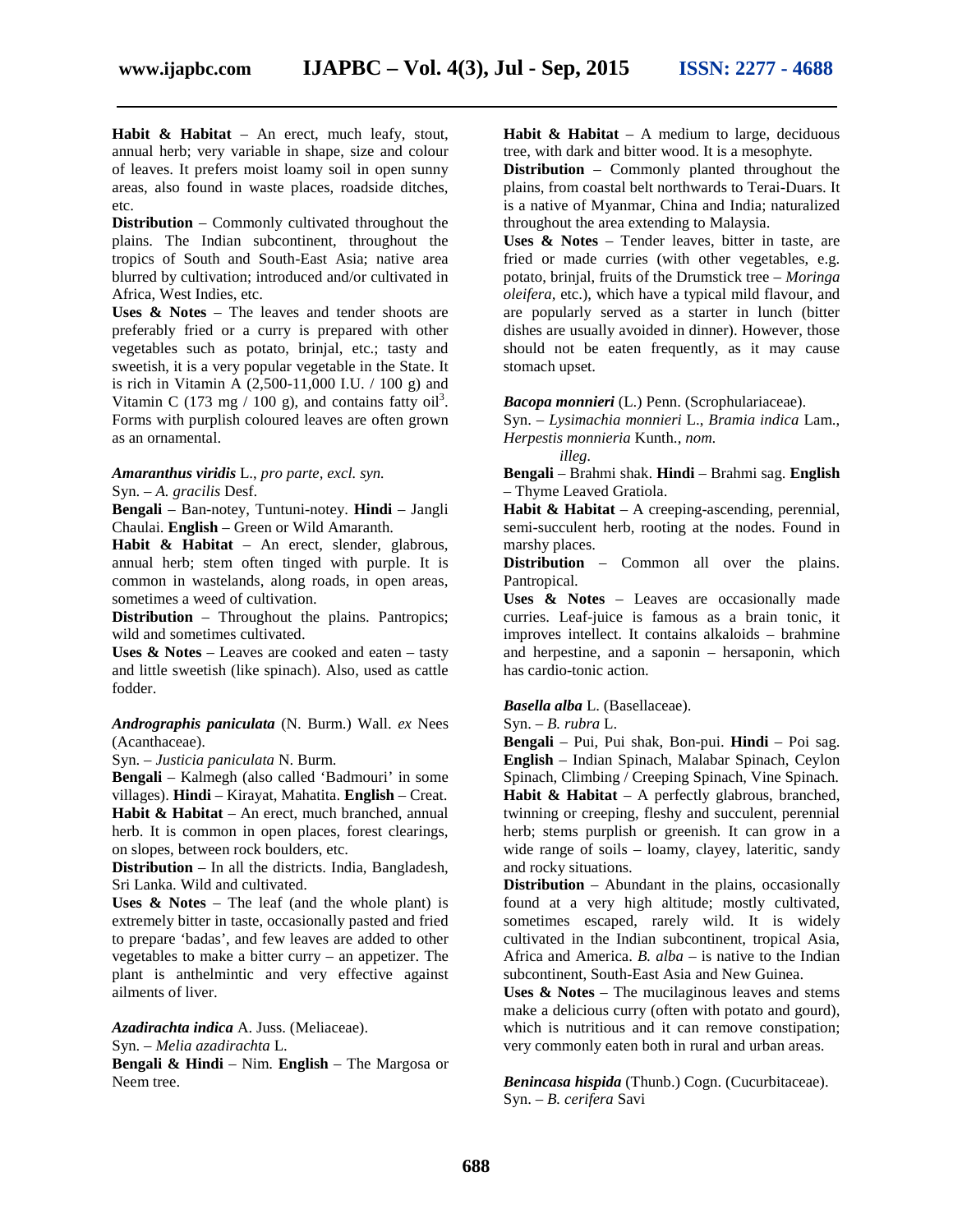**Habit & Habitat** – An erect, much leafy, stout, annual herb; very variable in shape, size and colour of leaves. It prefers moist loamy soil in open sunny areas, also found in waste places, roadside ditches, etc.

**Distribution** – Commonly cultivated throughout the plains. The Indian subcontinent, throughout the tropics of South and South-East Asia; native area blurred by cultivation; introduced and/or cultivated in Africa, West Indies, etc.

**Uses & Notes** – The leaves and tender shoots are preferably fried or a curry is prepared with other vegetables such as potato, brinjal, etc.; tasty and sweetish, it is a very popular vegetable in the State. It is rich in Vitamin A (2,500-11,000 I.U. / 100 g) and Vitamin C (173 mg / 100 g), and contains fatty oil[3]. Forms with purplish coloured leaves are often grown as an ornamental.

***Amaranthus viridis*** L., *pro parte, excl. syn.*

Syn. – *A. gracilis* Desf.

**Bengali** – Ban-notey, Tuntuni-notey. **Hindi** – Jangli Chaulai. **English** – Green or Wild Amaranth.

**Habit & Habitat** – An erect, slender, glabrous, annual herb; stem often tinged with purple. It is common in wastelands, along roads, in open areas, sometimes a weed of cultivation.

**Distribution** – Throughout the plains. Pantropics; wild and sometimes cultivated.

**Uses & Notes** – Leaves are cooked and eaten – tasty and little sweetish (like spinach). Also, used as cattle fodder.

***Andrographis paniculata*** (N. Burm.) Wall. *ex* Nees (Acanthaceae).

Syn. – *Justicia paniculata* N. Burm.

**Bengali** – Kalmegh (also called 'Badmouri' in some villages). **Hindi** – Kirayat, Mahatita. **English** – Creat.

**Habit & Habitat** – An erect, much branched, annual herb. It is common in open places, forest clearings, on slopes, between rock boulders, etc.

**Distribution** – In all the districts. India, Bangladesh, Sri Lanka. Wild and cultivated.

**Uses & Notes** – The leaf (and the whole plant) is extremely bitter in taste, occasionally pasted and fried to prepare 'badas', and few leaves are added to other vegetables to make a bitter curry – an appetizer. The plant is anthelmintic and very effective against ailments of liver.

***Azadirachta indica*** A. Juss. (Meliaceae).

Syn. – *Melia azadirachta* L.

**Bengali & Hindi** – Nim. **English** – The Margosa or Neem tree.

**Habit & Habitat** – A medium to large, deciduous tree, with dark and bitter wood. It is a mesophyte.

**Distribution** – Commonly planted throughout the plains, from coastal belt northwards to Terai-Duars. It is a native of Myanmar, China and India; naturalized throughout the area extending to Malaysia.

**Uses & Notes** – Tender leaves, bitter in taste, are fried or made curries (with other vegetables, e.g. potato, brinjal, fruits of the Drumstick tree – *Moringa oleifera*, etc.), which have a typical mild flavour, and are popularly served as a starter in lunch (bitter dishes are usually avoided in dinner). However, those should not be eaten frequently, as it may cause stomach upset.

***Bacopa monnieri*** (L.) Penn. (Scrophulariaceae).

Syn. – *Lysimachia monnieri* L., *Bramia indica* Lam., *Herpestis monnieria* Kunth., *nom. illeg.*

**Bengali** – Brahmi shak. **Hindi** – Brahmi sag. **English** – Thyme Leaved Gratiola.

**Habit & Habitat** – A creeping-ascending, perennial, semi-succulent herb, rooting at the nodes. Found in marshy places.

**Distribution** – Common all over the plains. Pantropical.

**Uses & Notes** – Leaves are occasionally made curries. Leaf-juice is famous as a brain tonic, it improves intellect. It contains alkaloids – brahmine and herpestine, and a saponin – hersaponin, which has cardio-tonic action.

***Basella alba*** L. (Basellaceae).

Syn. – *B. rubra* L.

**Bengali** – Pui, Pui shak, Bon-pui. **Hindi** – Poi sag. **English** – Indian Spinach, Malabar Spinach, Ceylon Spinach, Climbing / Creeping Spinach, Vine Spinach.

**Habit & Habitat** – A perfectly glabrous, branched, twinning or creeping, fleshy and succulent, perennial herb; stems purplish or greenish. It can grow in a wide range of soils – loamy, clayey, lateritic, sandy and rocky situations.

**Distribution** – Abundant in the plains, occasionally found at a very high altitude; mostly cultivated, sometimes escaped, rarely wild. It is widely cultivated in the Indian subcontinent, tropical Asia, Africa and America. *B. alba* – is native to the Indian subcontinent, South-East Asia and New Guinea.

**Uses & Notes** – The mucilaginous leaves and stems make a delicious curry (often with potato and gourd), which is nutritious and it can remove constipation; very commonly eaten both in rural and urban areas.

***Benincasa hispida*** (Thunb.) Cogn. (Cucurbitaceae).

Syn. – *B. cerifera* Savi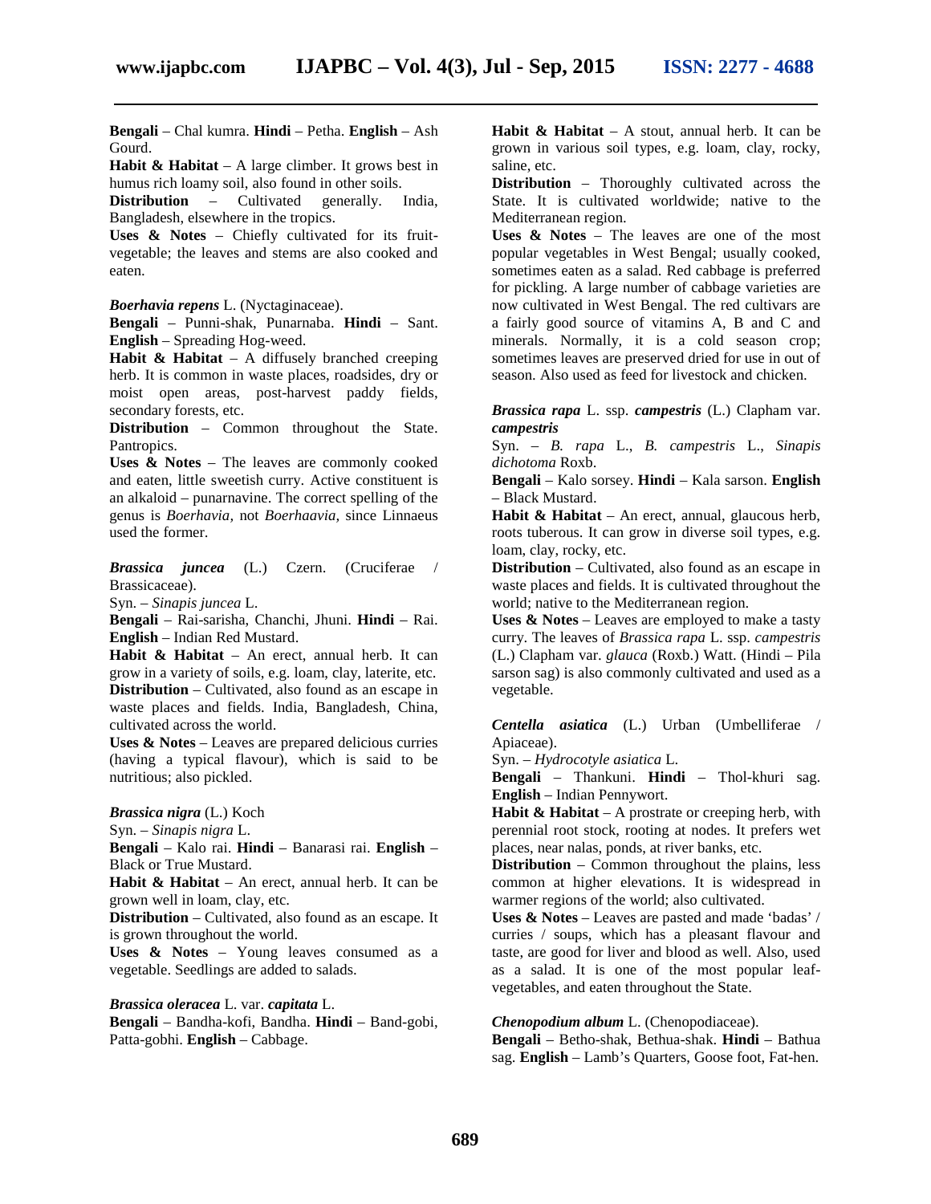**Bengali** – Chal kumra. **Hindi** – Petha. **English** – Ash Gourd.

**Habit & Habitat** – A large climber. It grows best in humus rich loamy soil, also found in other soils.

**Distribution** – Cultivated generally. India, Bangladesh, elsewhere in the tropics.

**Uses & Notes** – Chiefly cultivated for its fruit-vegetable; the leaves and stems are also cooked and eaten.

***Boerhavia repens*** L. (Nyctaginaceae).

**Bengali** – Punni-shak, Punarnaba. **Hindi** – Sant. **English** – Spreading Hog-weed.

**Habit & Habitat** – A diffusely branched creeping herb. It is common in waste places, roadsides, dry or moist open areas, post-harvest paddy fields, secondary forests, etc.

**Distribution** – Common throughout the State. Pantropics.

**Uses & Notes** – The leaves are commonly cooked and eaten, little sweetish curry. Active constituent is an alkaloid – punarnavine. The correct spelling of the genus is *Boerhavia,* not *Boerhaavia,* since Linnaeus used the former.

***Brassica juncea*** (L.) Czern. (Cruciferae / Brassicaceae).

Syn. – *Sinapis juncea* L.

**Bengali** – Rai-sarisha, Chanchi, Jhuni. **Hindi** – Rai. **English** – Indian Red Mustard.

**Habit & Habitat** – An erect, annual herb. It can grow in a variety of soils, e.g. loam, clay, laterite, etc.

**Distribution** – Cultivated, also found as an escape in waste places and fields. India, Bangladesh, China, cultivated across the world.

**Uses & Notes** – Leaves are prepared delicious curries (having a typical flavour), which is said to be nutritious; also pickled.

***Brassica nigra*** (L.) Koch

Syn. – *Sinapis nigra* L.

**Bengali** – Kalo rai. **Hindi** – Banarasi rai. **English** – Black or True Mustard.

**Habit & Habitat** – An erect, annual herb. It can be grown well in loam, clay, etc.

**Distribution** – Cultivated, also found as an escape. It is grown throughout the world.

**Uses & Notes** – Young leaves consumed as a vegetable. Seedlings are added to salads.

***Brassica oleracea*** L. var. ***capitata*** L.

**Bengali** – Bandha-kofi, Bandha. **Hindi** – Band-gobi, Patta-gobhi. **English** – Cabbage.

**Habit & Habitat** – A stout, annual herb. It can be grown in various soil types, e.g. loam, clay, rocky, saline, etc.

**Distribution** – Thoroughly cultivated across the State. It is cultivated worldwide; native to the Mediterranean region.

**Uses & Notes** – The leaves are one of the most popular vegetables in West Bengal; usually cooked, sometimes eaten as a salad. Red cabbage is preferred for pickling. A large number of cabbage varieties are now cultivated in West Bengal. The red cultivars are a fairly good source of vitamins A, B and C and minerals. Normally, it is a cold season crop; sometimes leaves are preserved dried for use in out of season. Also used as feed for livestock and chicken.

***Brassica rapa*** L. ssp. ***campestris*** (L.) Clapham var. ***campestris***

Syn. – *B. rapa* L., *B. campestris* L., *Sinapis dichotoma* Roxb.

**Bengali** – Kalo sorsey. **Hindi** – Kala sarson. **English** – Black Mustard.

**Habit & Habitat** – An erect, annual, glaucous herb, roots tuberous. It can grow in diverse soil types, e.g. loam, clay, rocky, etc.

**Distribution** – Cultivated, also found as an escape in waste places and fields. It is cultivated throughout the world; native to the Mediterranean region.

**Uses & Notes** – Leaves are employed to make a tasty curry. The leaves of *Brassica rapa* L. ssp. *campestris* (L.) Clapham var. *glauca* (Roxb.) Watt. (Hindi – Pila sarson sag) is also commonly cultivated and used as a vegetable.

***Centella asiatica*** (L.) Urban (Umbelliferae / Apiaceae).

Syn. – *Hydrocotyle asiatica* L.

**Bengali** – Thankuni. **Hindi** – Thol-khuri sag. **English** – Indian Pennywort.

**Habit & Habitat** – A prostrate or creeping herb, with perennial root stock, rooting at nodes. It prefers wet places, near nalas, ponds, at river banks, etc.

**Distribution** – Common throughout the plains, less common at higher elevations. It is widespread in warmer regions of the world; also cultivated.

**Uses & Notes** – Leaves are pasted and made 'badas' / curries / soups, which has a pleasant flavour and taste, are good for liver and blood as well. Also, used as a salad. It is one of the most popular leaf-vegetables, and eaten throughout the State.

***Chenopodium album*** L. (Chenopodiaceae).

**Bengali** – Betho-shak, Bethua-shak. **Hindi** – Bathua sag. **English** – Lamb's Quarters, Goose foot, Fat-hen.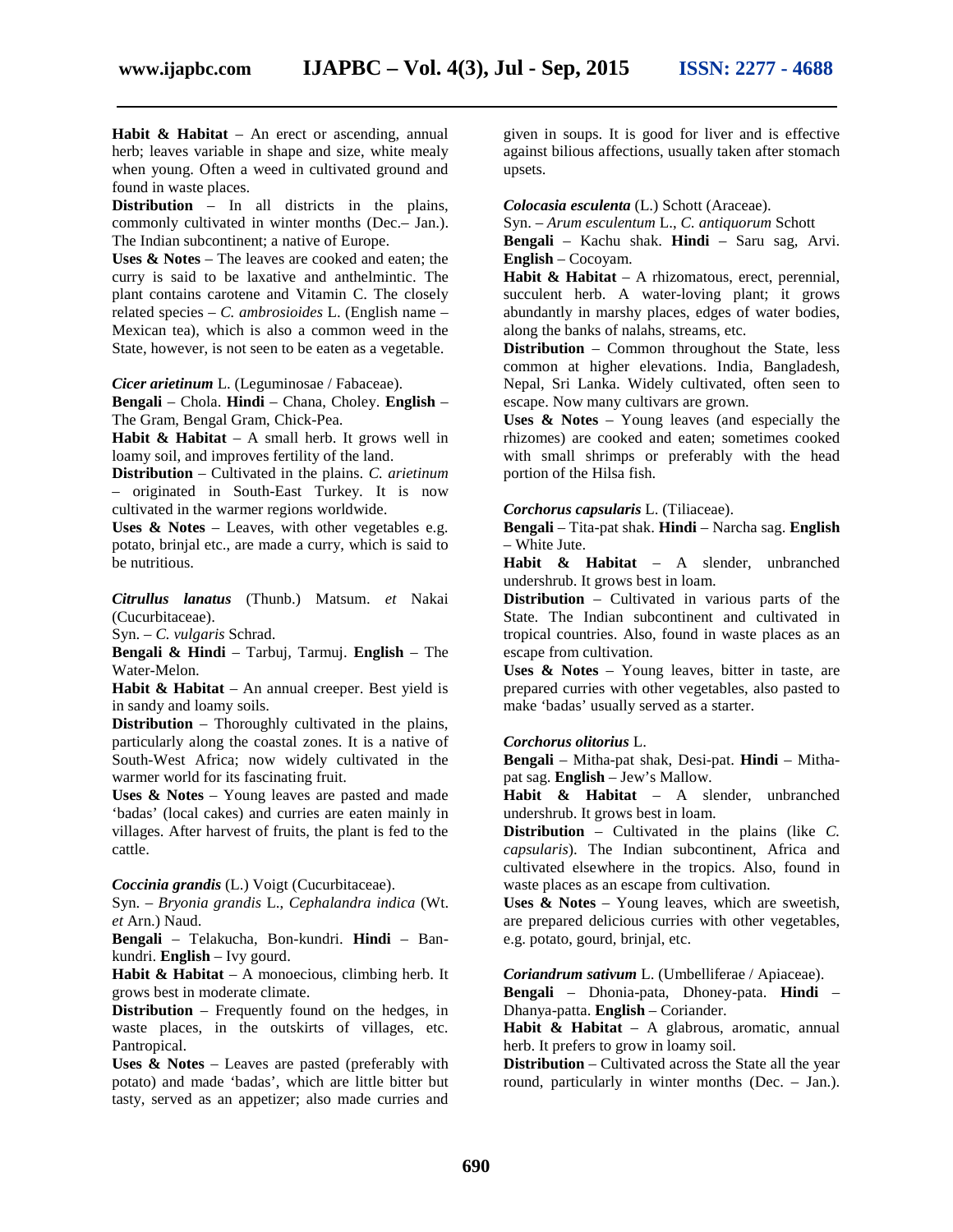**Habit & Habitat** – An erect or ascending, annual herb; leaves variable in shape and size, white mealy when young. Often a weed in cultivated ground and found in waste places.
**Distribution** – In all districts in the plains, commonly cultivated in winter months (Dec.– Jan.). The Indian subcontinent; a native of Europe.
**Uses & Notes** – The leaves are cooked and eaten; the curry is said to be laxative and anthelmintic. The plant contains carotene and Vitamin C. The closely related species – *C. ambrosioides* L. (English name – Mexican tea), which is also a common weed in the State, however, is not seen to be eaten as a vegetable.

***Cicer arietinum*** L. (Leguminosae / Fabaceae).
**Bengali** – Chola. **Hindi** – Chana, Choley. **English** – The Gram, Bengal Gram, Chick-Pea.
**Habit & Habitat** – A small herb. It grows well in loamy soil, and improves fertility of the land.
**Distribution** – Cultivated in the plains. *C. arietinum* – originated in South-East Turkey. It is now cultivated in the warmer regions worldwide.
**Uses & Notes** – Leaves, with other vegetables e.g. potato, brinjal etc., are made a curry, which is said to be nutritious.

***Citrullus lanatus*** (Thunb.) Matsum. *et* Nakai (Cucurbitaceae).
Syn. – *C. vulgaris* Schrad.
**Bengali & Hindi** – Tarbuj, Tarmuj. **English** – The Water-Melon.
**Habit & Habitat** – An annual creeper. Best yield is in sandy and loamy soils.
**Distribution** – Thoroughly cultivated in the plains, particularly along the coastal zones. It is a native of South-West Africa; now widely cultivated in the warmer world for its fascinating fruit.
**Uses & Notes** – Young leaves are pasted and made 'badas' (local cakes) and curries are eaten mainly in villages. After harvest of fruits, the plant is fed to the cattle.

***Coccinia grandis*** (L.) Voigt (Cucurbitaceae).
Syn. – *Bryonia grandis* L., *Cephalandra indica* (Wt. *et* Arn.) Naud.
**Bengali** – Telakucha, Bon-kundri. **Hindi** – Ban-kundri. **English** – Ivy gourd.
**Habit & Habitat** – A monoecious, climbing herb. It grows best in moderate climate.
**Distribution** – Frequently found on the hedges, in waste places, in the outskirts of villages, etc. Pantropical.
**Uses & Notes** – Leaves are pasted (preferably with potato) and made 'badas', which are little bitter but tasty, served as an appetizer; also made curries and given in soups. It is good for liver and is effective against bilious affections, usually taken after stomach upsets.

***Colocasia esculenta*** (L.) Schott (Araceae).
Syn. – *Arum esculentum* L., *C. antiquorum* Schott
**Bengali** – Kachu shak. **Hindi** – Saru sag, Arvi. **English** – Cocoyam.
**Habit & Habitat** – A rhizomatous, erect, perennial, succulent herb. A water-loving plant; it grows abundantly in marshy places, edges of water bodies, along the banks of nalahs, streams, etc.
**Distribution** – Common throughout the State, less common at higher elevations. India, Bangladesh, Nepal, Sri Lanka. Widely cultivated, often seen to escape. Now many cultivars are grown.
**Uses & Notes** – Young leaves (and especially the rhizomes) are cooked and eaten; sometimes cooked with small shrimps or preferably with the head portion of the Hilsa fish.

***Corchorus capsularis*** L. (Tiliaceae).
**Bengali** – Tita-pat shak. **Hindi** – Narcha sag. **English** – White Jute.
**Habit & Habitat** – A slender, unbranched undershrub. It grows best in loam.
**Distribution** – Cultivated in various parts of the State. The Indian subcontinent and cultivated in tropical countries. Also, found in waste places as an escape from cultivation.
**Uses & Notes** – Young leaves, bitter in taste, are prepared curries with other vegetables, also pasted to make 'badas' usually served as a starter.

***Corchorus olitorius*** L.
**Bengali** – Mitha-pat shak, Desi-pat. **Hindi** – Mitha-pat sag. **English** – Jew's Mallow.
**Habit & Habitat** – A slender, unbranched undershrub. It grows best in loam.
**Distribution** – Cultivated in the plains (like *C. capsularis*). The Indian subcontinent, Africa and cultivated elsewhere in the tropics. Also, found in waste places as an escape from cultivation.
**Uses & Notes** – Young leaves, which are sweetish, are prepared delicious curries with other vegetables, e.g. potato, gourd, brinjal, etc.

***Coriandrum sativum*** L. (Umbelliferae / Apiaceae).
**Bengali** – Dhonia-pata, Dhoney-pata. **Hindi** – Dhanya-patta. **English** – Coriander.
**Habit & Habitat** – A glabrous, aromatic, annual herb. It prefers to grow in loamy soil.
**Distribution** – Cultivated across the State all the year round, particularly in winter months (Dec. – Jan.).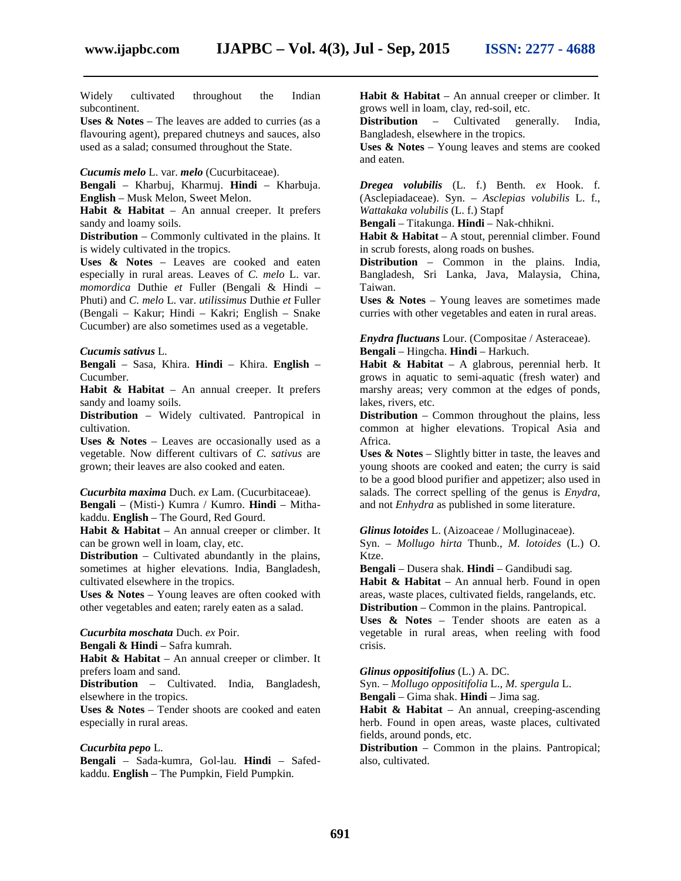Widely cultivated throughout the Indian subcontinent.

**Uses & Notes** – The leaves are added to curries (as a flavouring agent), prepared chutneys and sauces, also used as a salad; consumed throughout the State.

***Cucumis melo*** L. var. ***melo*** (Cucurbitaceae).

**Bengali** – Kharbuj, Kharmuj. **Hindi** – Kharbuja. **English** – Musk Melon, Sweet Melon.

**Habit & Habitat** – An annual creeper. It prefers sandy and loamy soils.

**Distribution** – Commonly cultivated in the plains. It is widely cultivated in the tropics.

**Uses & Notes** – Leaves are cooked and eaten especially in rural areas. Leaves of *C. melo* L. var. *momordica* Duthie *et* Fuller (Bengali & Hindi – Phuti) and *C. melo* L. var. *utilissimus* Duthie *et* Fuller (Bengali – Kakur; Hindi – Kakri; English – Snake Cucumber) are also sometimes used as a vegetable.

***Cucumis sativus*** L.

**Bengali** – Sasa, Khira. **Hindi** – Khira. **English** – Cucumber.

**Habit & Habitat** – An annual creeper. It prefers sandy and loamy soils.

**Distribution** – Widely cultivated. Pantropical in cultivation.

**Uses & Notes** – Leaves are occasionally used as a vegetable. Now different cultivars of *C. sativus* are grown; their leaves are also cooked and eaten.

***Cucurbita maxima*** Duch. *ex* Lam. (Cucurbitaceae).

**Bengali** – (Misti-) Kumra / Kumro. **Hindi** – Mitha-kaddu. **English** – The Gourd, Red Gourd.

**Habit & Habitat** – An annual creeper or climber. It can be grown well in loam, clay, etc.

**Distribution** – Cultivated abundantly in the plains, sometimes at higher elevations. India, Bangladesh, cultivated elsewhere in the tropics.

**Uses & Notes** – Young leaves are often cooked with other vegetables and eaten; rarely eaten as a salad.

***Cucurbita moschata*** Duch. *ex* Poir.

**Bengali & Hindi** – Safra kumrah.

**Habit & Habitat** – An annual creeper or climber. It prefers loam and sand.

**Distribution** – Cultivated. India, Bangladesh, elsewhere in the tropics.

**Uses & Notes** – Tender shoots are cooked and eaten especially in rural areas.

***Cucurbita pepo*** L.

**Bengali** – Sada-kumra, Gol-lau. **Hindi** – Safed-kaddu. **English** – The Pumpkin, Field Pumpkin.

**Habit & Habitat** – An annual creeper or climber. It grows well in loam, clay, red-soil, etc.

**Distribution** – Cultivated generally. India, Bangladesh, elsewhere in the tropics.

**Uses & Notes** – Young leaves and stems are cooked and eaten.

***Dregea volubilis*** (L. f.) Benth. *ex* Hook. f. (Asclepiadaceae). Syn. – *Asclepias volubilis* L. f., *Wattakaka volubilis* (L. f.) Stapf

**Bengali** – Titakunga. **Hindi** – Nak-chhikni.

**Habit & Habitat** – A stout, perennial climber. Found in scrub forests, along roads on bushes.

**Distribution** – Common in the plains. India, Bangladesh, Sri Lanka, Java, Malaysia, China, Taiwan.

**Uses & Notes** – Young leaves are sometimes made curries with other vegetables and eaten in rural areas.

***Enydra fluctuans*** Lour. (Compositae / Asteraceae).

**Bengali** – Hingcha. **Hindi** – Harkuch.

**Habit & Habitat** – A glabrous, perennial herb. It grows in aquatic to semi-aquatic (fresh water) and marshy areas; very common at the edges of ponds, lakes, rivers, etc.

**Distribution** – Common throughout the plains, less common at higher elevations. Tropical Asia and Africa.

**Uses & Notes** – Slightly bitter in taste, the leaves and young shoots are cooked and eaten; the curry is said to be a good blood purifier and appetizer; also used in salads. The correct spelling of the genus is *Enydra*, and not *Enhydra* as published in some literature.

***Glinus lotoides*** L. (Aizoaceae / Molluginaceae).

Syn. – *Mollugo hirta* Thunb., *M. lotoides* (L.) O. Ktze.

**Bengali** – Dusera shak. **Hindi** – Gandibudi sag.

**Habit & Habitat** – An annual herb. Found in open areas, waste places, cultivated fields, rangelands, etc.

**Distribution** – Common in the plains. Pantropical.

**Uses & Notes** – Tender shoots are eaten as a vegetable in rural areas, when reeling with food crisis.

***Glinus oppositifolius*** (L.) A. DC.

Syn. – *Mollugo oppositifolia* L., *M. spergula* L.

**Bengali** – Gima shak. **Hindi** – Jima sag.

**Habit & Habitat** – An annual, creeping-ascending herb. Found in open areas, waste places, cultivated fields, around ponds, etc.

**Distribution** – Common in the plains. Pantropical; also, cultivated.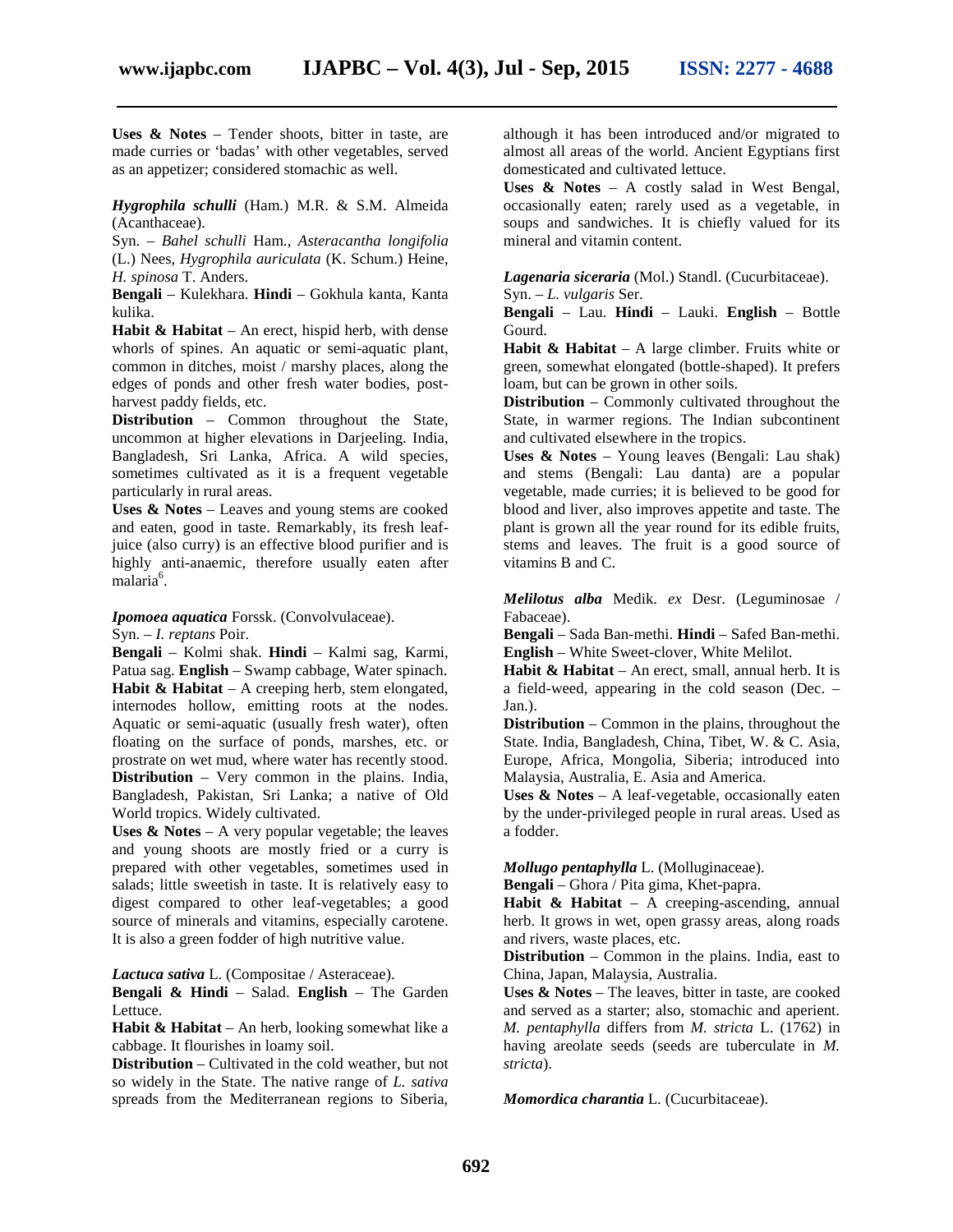**Uses & Notes** – Tender shoots, bitter in taste, are made curries or 'badas' with other vegetables, served as an appetizer; considered stomachic as well.

***Hygrophila schulli*** (Ham.) M.R. & S.M. Almeida (Acanthaceae).

Syn. – *Bahel schulli* Ham., *Asteracantha longifolia* (L.) Nees, *Hygrophila auriculata* (K. Schum.) Heine, *H. spinosa* T. Anders.

**Bengali** – Kulekhara. **Hindi** – Gokhula kanta, Kanta kulika.

**Habit & Habitat** – An erect, hispid herb, with dense whorls of spines. An aquatic or semi-aquatic plant, common in ditches, moist / marshy places, along the edges of ponds and other fresh water bodies, post-harvest paddy fields, etc.

**Distribution** – Common throughout the State, uncommon at higher elevations in Darjeeling. India, Bangladesh, Sri Lanka, Africa. A wild species, sometimes cultivated as it is a frequent vegetable particularly in rural areas.

**Uses & Notes** – Leaves and young stems are cooked and eaten, good in taste. Remarkably, its fresh leaf-juice (also curry) is an effective blood purifier and is highly anti-anaemic, therefore usually eaten after malaria[6].

***Ipomoea aquatica*** Forssk. (Convolvulaceae).

Syn. – *I. reptans* Poir.

**Bengali** – Kolmi shak. **Hindi** – Kalmi sag, Karmi, Patua sag. **English** – Swamp cabbage, Water spinach.

**Habit & Habitat** – A creeping herb, stem elongated, internodes hollow, emitting roots at the nodes. Aquatic or semi-aquatic (usually fresh water), often floating on the surface of ponds, marshes, etc. or prostrate on wet mud, where water has recently stood.

**Distribution** – Very common in the plains. India, Bangladesh, Pakistan, Sri Lanka; a native of Old World tropics. Widely cultivated.

**Uses & Notes** – A very popular vegetable; the leaves and young shoots are mostly fried or a curry is prepared with other vegetables, sometimes used in salads; little sweetish in taste. It is relatively easy to digest compared to other leaf-vegetables; a good source of minerals and vitamins, especially carotene. It is also a green fodder of high nutritive value.

***Lactuca sativa*** L. (Compositae / Asteraceae).

**Bengali & Hindi** – Salad. **English** – The Garden Lettuce.

**Habit & Habitat** – An herb, looking somewhat like a cabbage. It flourishes in loamy soil.

**Distribution** – Cultivated in the cold weather, but not so widely in the State. The native range of *L. sativa* spreads from the Mediterranean regions to Siberia, although it has been introduced and/or migrated to almost all areas of the world. Ancient Egyptians first domesticated and cultivated lettuce.

**Uses & Notes** – A costly salad in West Bengal, occasionally eaten; rarely used as a vegetable, in soups and sandwiches. It is chiefly valued for its mineral and vitamin content.

***Lagenaria siceraria*** (Mol.) Standl. (Cucurbitaceae).

Syn. – *L. vulgaris* Ser.

**Bengali** – Lau. **Hindi** – Lauki. **English** – Bottle Gourd.

**Habit & Habitat** – A large climber. Fruits white or green, somewhat elongated (bottle-shaped). It prefers loam, but can be grown in other soils.

**Distribution** – Commonly cultivated throughout the State, in warmer regions. The Indian subcontinent and cultivated elsewhere in the tropics.

**Uses & Notes** – Young leaves (Bengali: Lau shak) and stems (Bengali: Lau danta) are a popular vegetable, made curries; it is believed to be good for blood and liver, also improves appetite and taste. The plant is grown all the year round for its edible fruits, stems and leaves. The fruit is a good source of vitamins B and C.

***Melilotus alba*** Medik. *ex* Desr. (Leguminosae / Fabaceae).

**Bengali** – Sada Ban-methi. **Hindi** – Safed Ban-methi. **English** – White Sweet-clover, White Melilot.

**Habit & Habitat** – An erect, small, annual herb. It is a field-weed, appearing in the cold season (Dec. – Jan.).

**Distribution** – Common in the plains, throughout the State. India, Bangladesh, China, Tibet, W. & C. Asia, Europe, Africa, Mongolia, Siberia; introduced into Malaysia, Australia, E. Asia and America.

**Uses & Notes** – A leaf-vegetable, occasionally eaten by the under-privileged people in rural areas. Used as a fodder.

***Mollugo pentaphylla*** L. (Molluginaceae).

**Bengali** – Ghora / Pita gima, Khet-papra.

**Habit & Habitat** – A creeping-ascending, annual herb. It grows in wet, open grassy areas, along roads and rivers, waste places, etc.

**Distribution** – Common in the plains. India, east to China, Japan, Malaysia, Australia.

**Uses & Notes** – The leaves, bitter in taste, are cooked and served as a starter; also, stomachic and aperient. *M. pentaphylla* differs from *M. stricta* L. (1762) in having areolate seeds (seeds are tuberculate in *M. stricta*).

***Momordica charantia*** L. (Cucurbitaceae).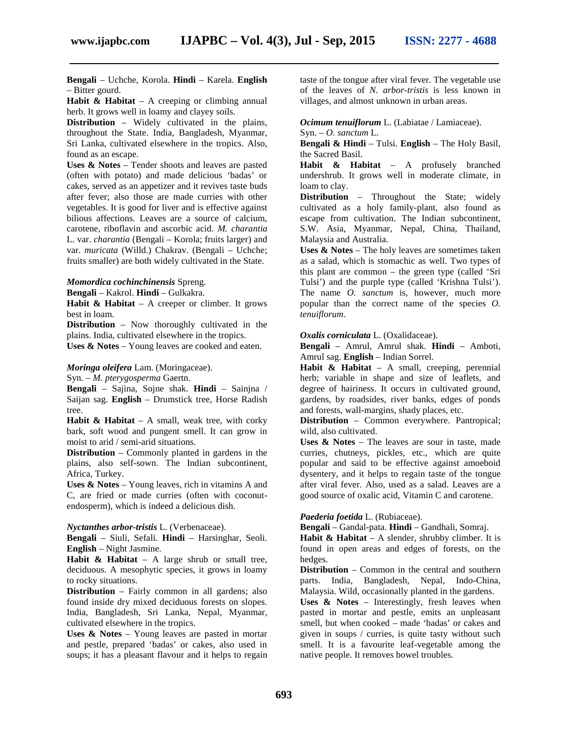**Bengali** – Uchche, Korola. **Hindi** – Karela. **English** – Bitter gourd.

**Habit & Habitat** – A creeping or climbing annual herb. It grows well in loamy and clayey soils.

**Distribution** – Widely cultivated in the plains, throughout the State. India, Bangladesh, Myanmar, Sri Lanka, cultivated elsewhere in the tropics. Also, found as an escape.

**Uses & Notes** – Tender shoots and leaves are pasted (often with potato) and made delicious 'badas' or cakes, served as an appetizer and it revives taste buds after fever; also those are made curries with other vegetables. It is good for liver and is effective against bilious affections. Leaves are a source of calcium, carotene, riboflavin and ascorbic acid. *M. charantia* L. var. *charantia* (Bengali – Korola; fruits larger) and var. *muricata* (Willd.) Chakrav. (Bengali – Uchche; fruits smaller) are both widely cultivated in the State.

***Momordica cochinchinensis*** Spreng.

**Bengali** – Kakrol. **Hindi** – Gulkakra.

**Habit & Habitat** – A creeper or climber. It grows best in loam.

**Distribution** – Now thoroughly cultivated in the plains. India, cultivated elsewhere in the tropics.

**Uses & Notes** – Young leaves are cooked and eaten.

***Moringa oleifera*** Lam. (Moringaceae).

Syn. – *M. pterygosperma* Gaertn.

**Bengali** – Sajina, Sojne shak. **Hindi** – Sainjna / Saijan sag. **English** – Drumstick tree, Horse Radish tree.

**Habit & Habitat** – A small, weak tree, with corky bark, soft wood and pungent smell. It can grow in moist to arid / semi-arid situations.

**Distribution** – Commonly planted in gardens in the plains, also self-sown. The Indian subcontinent, Africa, Turkey.

**Uses & Notes** – Young leaves, rich in vitamins A and C, are fried or made curries (often with coconut-endosperm), which is indeed a delicious dish.

***Nyctanthes arbor-tristis*** L. (Verbenaceae).

**Bengali** – Siuli, Sefali. **Hindi** – Harsinghar, Seoli. **English** – Night Jasmine.

**Habit & Habitat** – A large shrub or small tree, deciduous. A mesophytic species, it grows in loamy to rocky situations.

**Distribution** – Fairly common in all gardens; also found inside dry mixed deciduous forests on slopes. India, Bangladesh, Sri Lanka, Nepal, Myanmar, cultivated elsewhere in the tropics.

**Uses & Notes** – Young leaves are pasted in mortar and pestle, prepared 'badas' or cakes, also used in soups; it has a pleasant flavour and it helps to regain taste of the tongue after viral fever. The vegetable use of the leaves of *N. arbor-tristis* is less known in villages, and almost unknown in urban areas.

***Ocimum tenuiflorum*** L. (Labiatae / Lamiaceae).

Syn. – *O. sanctum* L.

**Bengali & Hindi** – Tulsi. **English** – The Holy Basil, the Sacred Basil.

**Habit & Habitat** – A profusely branched undershrub. It grows well in moderate climate, in loam to clay.

**Distribution** – Throughout the State; widely cultivated as a holy family-plant, also found as escape from cultivation. The Indian subcontinent, S.W. Asia, Myanmar, Nepal, China, Thailand, Malaysia and Australia.

**Uses & Notes** – The holy leaves are sometimes taken as a salad, which is stomachic as well. Two types of this plant are common – the green type (called 'Sri Tulsi') and the purple type (called 'Krishna Tulsi'). The name *O. sanctum* is, however, much more popular than the correct name of the species *O. tenuiflorum*.

***Oxalis corniculata*** L. (Oxalidaceae).

**Bengali** – Amrul, Amrul shak. **Hindi** – Amboti, Amrul sag. **English** – Indian Sorrel.

**Habit & Habitat** – A small, creeping, perennial herb; variable in shape and size of leaflets, and degree of hairiness. It occurs in cultivated ground, gardens, by roadsides, river banks, edges of ponds and forests, wall-margins, shady places, etc.

**Distribution** – Common everywhere. Pantropical; wild, also cultivated.

**Uses & Notes** – The leaves are sour in taste, made curries, chutneys, pickles, etc., which are quite popular and said to be effective against amoeboid dysentery, and it helps to regain taste of the tongue after viral fever. Also, used as a salad. Leaves are a good source of oxalic acid, Vitamin C and carotene.

***Paederia foetida*** L. (Rubiaceae).

**Bengali** – Gandal-pata. **Hindi** – Gandhali, Somraj.

**Habit & Habitat** – A slender, shrubby climber. It is found in open areas and edges of forests, on the hedges.

**Distribution** – Common in the central and southern parts. India, Bangladesh, Nepal, Indo-China, Malaysia. Wild, occasionally planted in the gardens.

**Uses & Notes** – Interestingly, fresh leaves when pasted in mortar and pestle, emits an unpleasant smell, but when cooked – made 'badas' or cakes and given in soups / curries, is quite tasty without such smell. It is a favourite leaf-vegetable among the native people. It removes bowel troubles.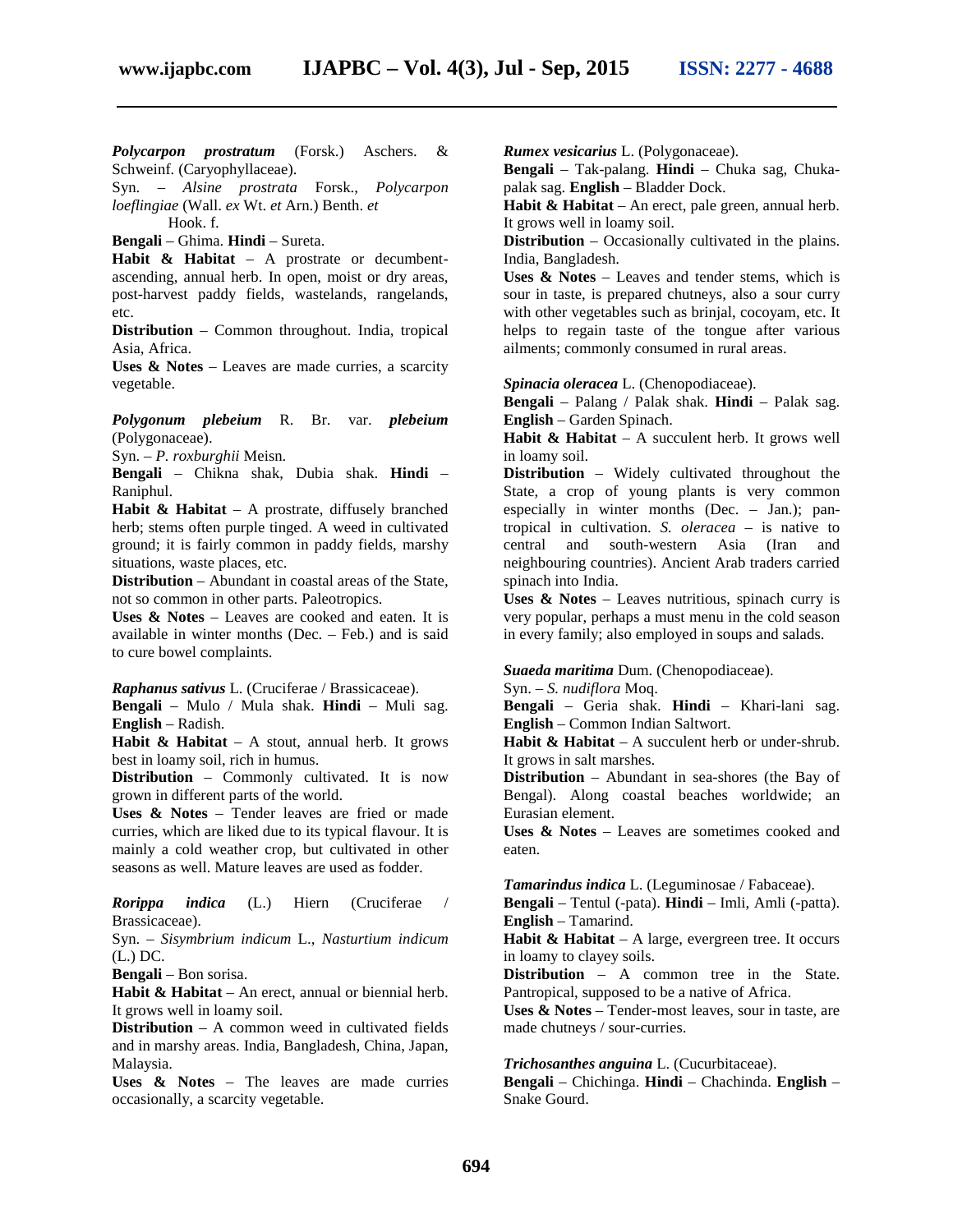***Polycarpon prostratum*** (Forsk.) Aschers. & Schweinf. (Caryophyllaceae).
Syn. – *Alsine prostrata* Forsk., *Polycarpon loeflingiae* (Wall. *ex* Wt. *et* Arn.) Benth. *et* Hook. f.
**Bengali** – Ghima. **Hindi** – Sureta.
**Habit & Habitat** – A prostrate or decumbent-ascending, annual herb. In open, moist or dry areas, post-harvest paddy fields, wastelands, rangelands, etc.
**Distribution** – Common throughout. India, tropical Asia, Africa.
**Uses & Notes** – Leaves are made curries, a scarcity vegetable.

***Polygonum plebeium*** R. Br. var. ***plebeium*** (Polygonaceae).
Syn. – *P. roxburghii* Meisn.
**Bengali** – Chikna shak, Dubia shak. **Hindi** – Raniphul.
**Habit & Habitat** – A prostrate, diffusely branched herb; stems often purple tinged. A weed in cultivated ground; it is fairly common in paddy fields, marshy situations, waste places, etc.
**Distribution** – Abundant in coastal areas of the State, not so common in other parts. Paleotropics.
**Uses & Notes** – Leaves are cooked and eaten. It is available in winter months (Dec. – Feb.) and is said to cure bowel complaints.

***Raphanus sativus*** L. (Cruciferae / Brassicaceae).
**Bengali** – Mulo / Mula shak. **Hindi** – Muli sag. **English** – Radish.
**Habit & Habitat** – A stout, annual herb. It grows best in loamy soil, rich in humus.
**Distribution** – Commonly cultivated. It is now grown in different parts of the world.
**Uses & Notes** – Tender leaves are fried or made curries, which are liked due to its typical flavour. It is mainly a cold weather crop, but cultivated in other seasons as well. Mature leaves are used as fodder.

***Rorippa indica*** (L.) Hiern (Cruciferae / Brassicaceae).
Syn. – *Sisymbrium indicum* L., *Nasturtium indicum* (L.) DC.
**Bengali** – Bon sorisa.
**Habit & Habitat** – An erect, annual or biennial herb. It grows well in loamy soil.
**Distribution** – A common weed in cultivated fields and in marshy areas. India, Bangladesh, China, Japan, Malaysia.
**Uses & Notes** – The leaves are made curries occasionally, a scarcity vegetable.

***Rumex vesicarius*** L. (Polygonaceae).
**Bengali** – Tak-palang. **Hindi** – Chuka sag, Chuka-palak sag. **English** – Bladder Dock.
**Habit & Habitat** – An erect, pale green, annual herb. It grows well in loamy soil.
**Distribution** – Occasionally cultivated in the plains. India, Bangladesh.
**Uses & Notes** – Leaves and tender stems, which is sour in taste, is prepared chutneys, also a sour curry with other vegetables such as brinjal, cocoyam, etc. It helps to regain taste of the tongue after various ailments; commonly consumed in rural areas.

***Spinacia oleracea*** L. (Chenopodiaceae).
**Bengali** – Palang / Palak shak. **Hindi** – Palak sag. **English** – Garden Spinach.
**Habit & Habitat** – A succulent herb. It grows well in loamy soil.
**Distribution** – Widely cultivated throughout the State, a crop of young plants is very common especially in winter months (Dec. – Jan.); pan-tropical in cultivation. *S. oleracea* – is native to central and south-western Asia (Iran and neighbouring countries). Ancient Arab traders carried spinach into India.
**Uses & Notes** – Leaves nutritious, spinach curry is very popular, perhaps a must menu in the cold season in every family; also employed in soups and salads.

***Suaeda maritima*** Dum. (Chenopodiaceae).
Syn. – *S. nudiflora* Moq.
**Bengali** – Geria shak. **Hindi** – Khari-lani sag. **English** – Common Indian Saltwort.
**Habit & Habitat** – A succulent herb or under-shrub. It grows in salt marshes.
**Distribution** – Abundant in sea-shores (the Bay of Bengal). Along coastal beaches worldwide; an Eurasian element.
**Uses & Notes** – Leaves are sometimes cooked and eaten.

***Tamarindus indica*** L. (Leguminosae / Fabaceae).
**Bengali** – Tentul (-pata). **Hindi** – Imli, Amli (-patta). **English** – Tamarind.
**Habit & Habitat** – A large, evergreen tree. It occurs in loamy to clayey soils.
**Distribution** – A common tree in the State. Pantropical, supposed to be a native of Africa.
**Uses & Notes** – Tender-most leaves, sour in taste, are made chutneys / sour-curries.

***Trichosanthes anguina*** L. (Cucurbitaceae).
**Bengali** – Chichinga. **Hindi** – Chachinda. **English** – Snake Gourd.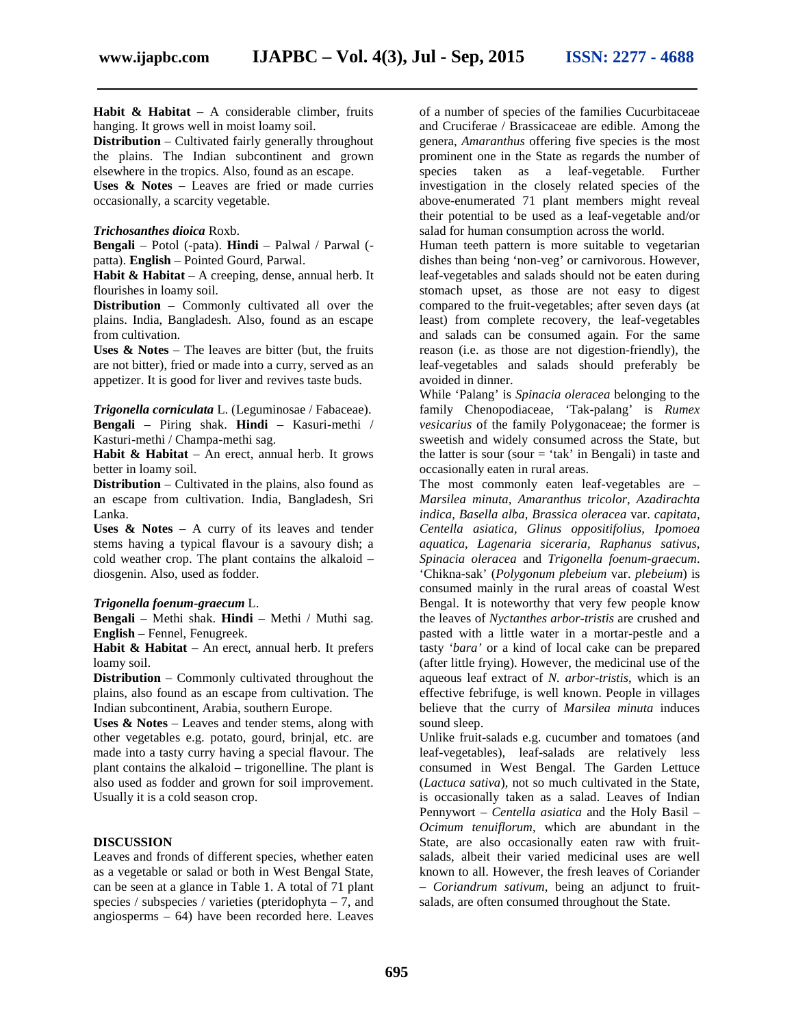**Habit & Habitat** – A considerable climber, fruits hanging. It grows well in moist loamy soil.
**Distribution** – Cultivated fairly generally throughout the plains. The Indian subcontinent and grown elsewhere in the tropics. Also, found as an escape.
**Uses & Notes** – Leaves are fried or made curries occasionally, a scarcity vegetable.

***Trichosanthes dioica*** Roxb.
**Bengali** – Potol (-pata). **Hindi** – Palwal / Parwal (-patta). **English** – Pointed Gourd, Parwal.
**Habit & Habitat** – A creeping, dense, annual herb. It flourishes in loamy soil.
**Distribution** – Commonly cultivated all over the plains. India, Bangladesh. Also, found as an escape from cultivation.
**Uses & Notes** – The leaves are bitter (but, the fruits are not bitter), fried or made into a curry, served as an appetizer. It is good for liver and revives taste buds.

***Trigonella corniculata*** L. (Leguminosae / Fabaceae).
**Bengali** – Piring shak. **Hindi** – Kasuri-methi / Kasturi-methi / Champa-methi sag.
**Habit & Habitat** – An erect, annual herb. It grows better in loamy soil.
**Distribution** – Cultivated in the plains, also found as an escape from cultivation. India, Bangladesh, Sri Lanka.
**Uses & Notes** – A curry of its leaves and tender stems having a typical flavour is a savoury dish; a cold weather crop. The plant contains the alkaloid – diosgenin. Also, used as fodder.

***Trigonella foenum-graecum*** L.
**Bengali** – Methi shak. **Hindi** – Methi / Muthi sag. **English** – Fennel, Fenugreek.
**Habit & Habitat** – An erect, annual herb. It prefers loamy soil.
**Distribution** – Commonly cultivated throughout the plains, also found as an escape from cultivation. The Indian subcontinent, Arabia, southern Europe.
**Uses & Notes** – Leaves and tender stems, along with other vegetables e.g. potato, gourd, brinjal, etc. are made into a tasty curry having a special flavour. The plant contains the alkaloid – trigonelline. The plant is also used as fodder and grown for soil improvement. Usually it is a cold season crop.

## DISCUSSION

Leaves and fronds of different species, whether eaten as a vegetable or salad or both in West Bengal State, can be seen at a glance in Table 1. A total of 71 plant species / subspecies / varieties (pteridophyta – 7, and angiosperms – 64) have been recorded here. Leaves of a number of species of the families Cucurbitaceae and Cruciferae / Brassicaceae are edible. Among the genera, *Amaranthus* offering five species is the most prominent one in the State as regards the number of species taken as a leaf-vegetable. Further investigation in the closely related species of the above-enumerated 71 plant members might reveal their potential to be used as a leaf-vegetable and/or salad for human consumption across the world.

Human teeth pattern is more suitable to vegetarian dishes than being 'non-veg' or carnivorous. However, leaf-vegetables and salads should not be eaten during stomach upset, as those are not easy to digest compared to the fruit-vegetables; after seven days (at least) from complete recovery, the leaf-vegetables and salads can be consumed again. For the same reason (i.e. as those are not digestion-friendly), the leaf-vegetables and salads should preferably be avoided in dinner.

While 'Palang' is *Spinacia oleracea* belonging to the family Chenopodiaceae, 'Tak-palang' is *Rumex vesicarius* of the family Polygonaceae; the former is sweetish and widely consumed across the State, but the latter is sour (sour = 'tak' in Bengali) in taste and occasionally eaten in rural areas.

The most commonly eaten leaf-vegetables are – *Marsilea minuta, Amaranthus tricolor, Azadirachta indica, Basella alba, Brassica oleracea* var. *capitata, Centella asiatica, Glinus oppositifolius, Ipomoea aquatica, Lagenaria siceraria, Raphanus sativus, Spinacia oleracea* and *Trigonella foenum-graecum*. 'Chikna-sak' (*Polygonum plebeium* var. *plebeium*) is consumed mainly in the rural areas of coastal West Bengal. It is noteworthy that very few people know the leaves of *Nyctanthes arbor-tristis* are crushed and pasted with a little water in a mortar-pestle and a tasty '*bara*' or a kind of local cake can be prepared (after little frying). However, the medicinal use of the aqueous leaf extract of *N. arbor-tristis*, which is an effective febrifuge, is well known. People in villages believe that the curry of *Marsilea minuta* induces sound sleep.

Unlike fruit-salads e.g. cucumber and tomatoes (and leaf-vegetables), leaf-salads are relatively less consumed in West Bengal. The Garden Lettuce (*Lactuca sativa*), not so much cultivated in the State, is occasionally taken as a salad. Leaves of Indian Pennywort – *Centella asiatica* and the Holy Basil – *Ocimum tenuiflorum*, which are abundant in the State, are also occasionally eaten raw with fruit-salads, albeit their varied medicinal uses are well known to all. However, the fresh leaves of Coriander – *Coriandrum sativum*, being an adjunct to fruit-salads, are often consumed throughout the State.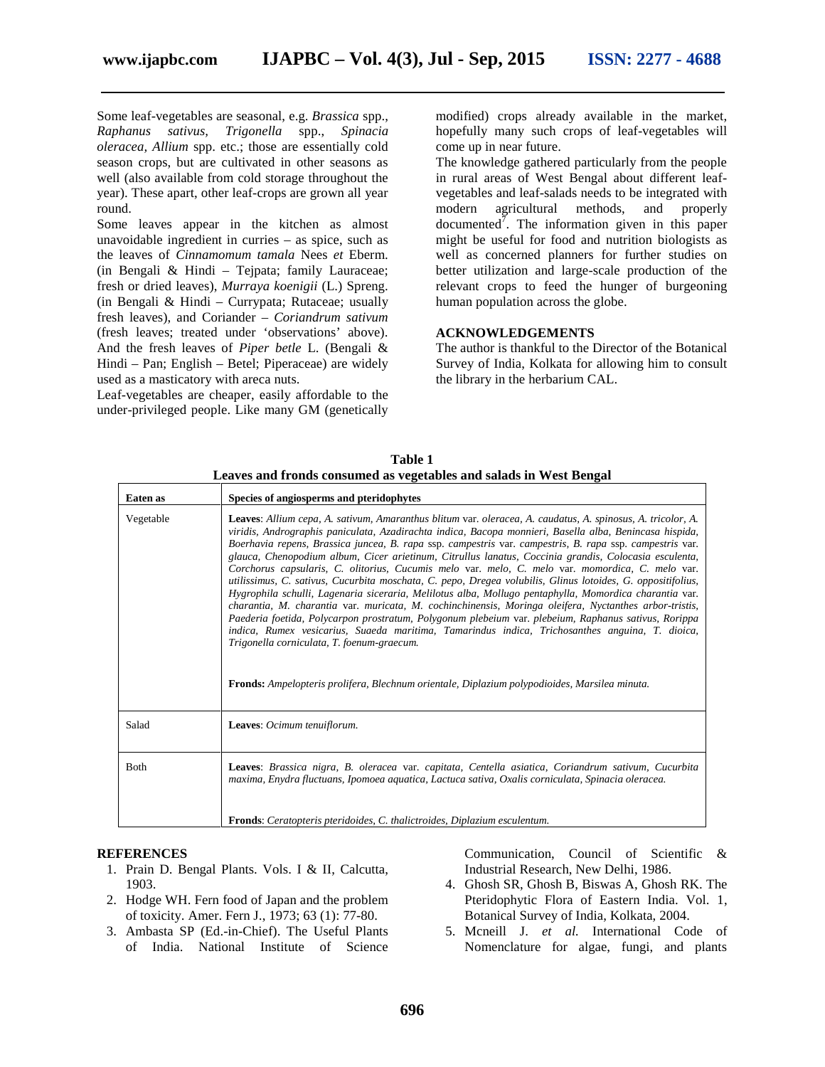Some leaf-vegetables are seasonal, e.g. *Brassica* spp., *Raphanus sativus, Trigonella* spp., *Spinacia oleracea, Allium* spp. etc.; those are essentially cold season crops, but are cultivated in other seasons as well (also available from cold storage throughout the year). These apart, other leaf-crops are grown all year round.

Some leaves appear in the kitchen as almost unavoidable ingredient in curries – as spice, such as the leaves of *Cinnamomum tamala* Nees *et* Eberm. (in Bengali & Hindi – Tejpata; family Lauraceae; fresh or dried leaves), *Murraya koenigii* (L.) Spreng. (in Bengali & Hindi – Currypata; Rutaceae; usually fresh leaves), and Coriander – *Coriandrum sativum* (fresh leaves; treated under 'observations' above). And the fresh leaves of *Piper betle* L. (Bengali & Hindi – Pan; English – Betel; Piperaceae) are widely used as a masticatory with areca nuts.

Leaf-vegetables are cheaper, easily affordable to the under-privileged people. Like many GM (genetically modified) crops already available in the market, hopefully many such crops of leaf-vegetables will come up in near future.

The knowledge gathered particularly from the people in rural areas of West Bengal about different leaf-vegetables and leaf-salads needs to be integrated with modern agricultural methods, and properly documented[7]. The information given in this paper might be useful for food and nutrition biologists as well as concerned planners for further studies on better utilization and large-scale production of the relevant crops to feed the hunger of burgeoning human population across the globe.

## ACKNOWLEDGEMENTS

The author is thankful to the Director of the Botanical Survey of India, Kolkata for allowing him to consult the library in the herbarium CAL.

**Table 1**
**Leaves and fronds consumed as vegetables and salads in West Bengal**

| Eaten as | Species of angiosperms and pteridophytes |
|---|---|
| Vegetable | **Leaves**: *Allium cepa, A. sativum, Amaranthus blitum* var. *oleracea, A. caudatus, A. spinosus, A. tricolor, A. viridis, Andrographis paniculata, Azadirachta indica, Bacopa monnieri, Basella alba, Benincasa hispida, Boerhavia repens, Brassica juncea, B. rapa* ssp. *campestris* var. *campestris, B. rapa* ssp. *campestris* var. *glauca, Chenopodium album, Cicer arietinum, Citrullus lanatus, Coccinia grandis, Colocasia esculenta, Corchorus capsularis, C. olitorius, Cucumis melo* var. *melo, C. melo* var. *momordica, C. melo* var. *utilissimus, C. sativus, Cucurbita moschata, C. pepo, Dregea volubilis, Glinus lotoides, G. oppositifolius, Hygrophila schulli, Lagenaria siceraria, Melilotus alba, Mollugo pentaphylla, Momordica charantia* var. *charantia, M. charantia* var. *muricata, M. cochinchinensis, Moringa oleifera, Nyctanthes arbor-tristis, Paederia foetida, Polycarpon prostratum, Polygonum plebeium* var. *plebeium, Raphanus sativus, Rorippa indica, Rumex vesicarius, Suaeda maritima, Tamarindus indica, Trichosanthes anguina, T. dioica, Trigonella corniculata, T. foenum-graecum.*<br><br>**Fronds:** *Ampelopteris prolifera, Blechnum orientale, Diplazium polypodioides, Marsilea minuta.* |
| Salad | **Leaves**: *Ocimum tenuiflorum.* |
| Both | **Leaves**: *Brassica nigra, B. oleracea* var. *capitata, Centella asiatica, Coriandrum sativum, Cucurbita maxima, Enydra fluctuans, Ipomoea aquatica, Lactuca sativa, Oxalis corniculata, Spinacia oleracea.*<br><br>**Fronds**: *Ceratopteris pteridoides, C. thalictroides, Diplazium esculentum.* |

## REFERENCES

1. Prain D. Bengal Plants. Vols. I & II, Calcutta, 1903.
2. Hodge WH. Fern food of Japan and the problem of toxicity. Amer. Fern J., 1973; 63 (1): 77-80.
3. Ambasta SP (Ed.-in-Chief). The Useful Plants of India. National Institute of Science Communication, Council of Scientific & Industrial Research, New Delhi, 1986.
4. Ghosh SR, Ghosh B, Biswas A, Ghosh RK. The Pteridophytic Flora of Eastern India. Vol. 1, Botanical Survey of India, Kolkata, 2004.
5. Mcneill J. *et al.* International Code of Nomenclature for algae, fungi, and plants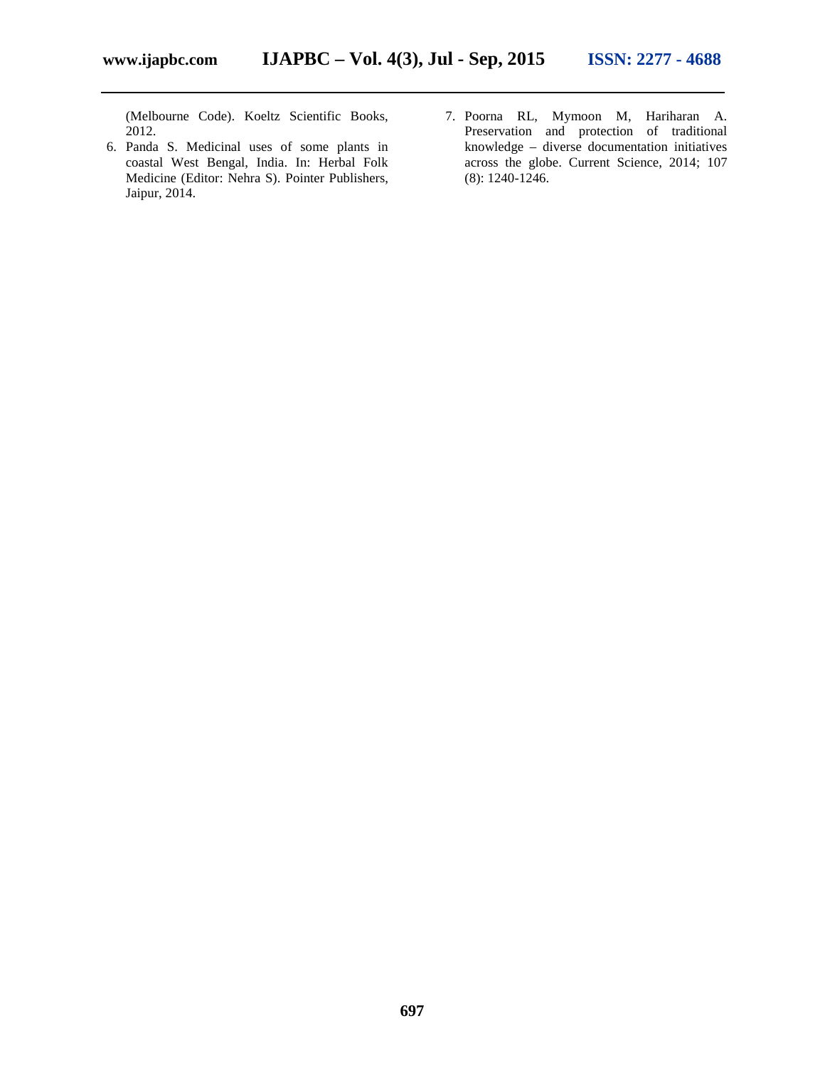(Melbourne Code). Koeltz Scientific Books, 2012.

6. Panda S. Medicinal uses of some plants in coastal West Bengal, India. In: Herbal Folk Medicine (Editor: Nehra S). Pointer Publishers, Jaipur, 2014.
7. Poorna RL, Mymoon M, Hariharan A. Preservation and protection of traditional knowledge – diverse documentation initiatives across the globe. Current Science, 2014; 107 (8): 1240-1246.